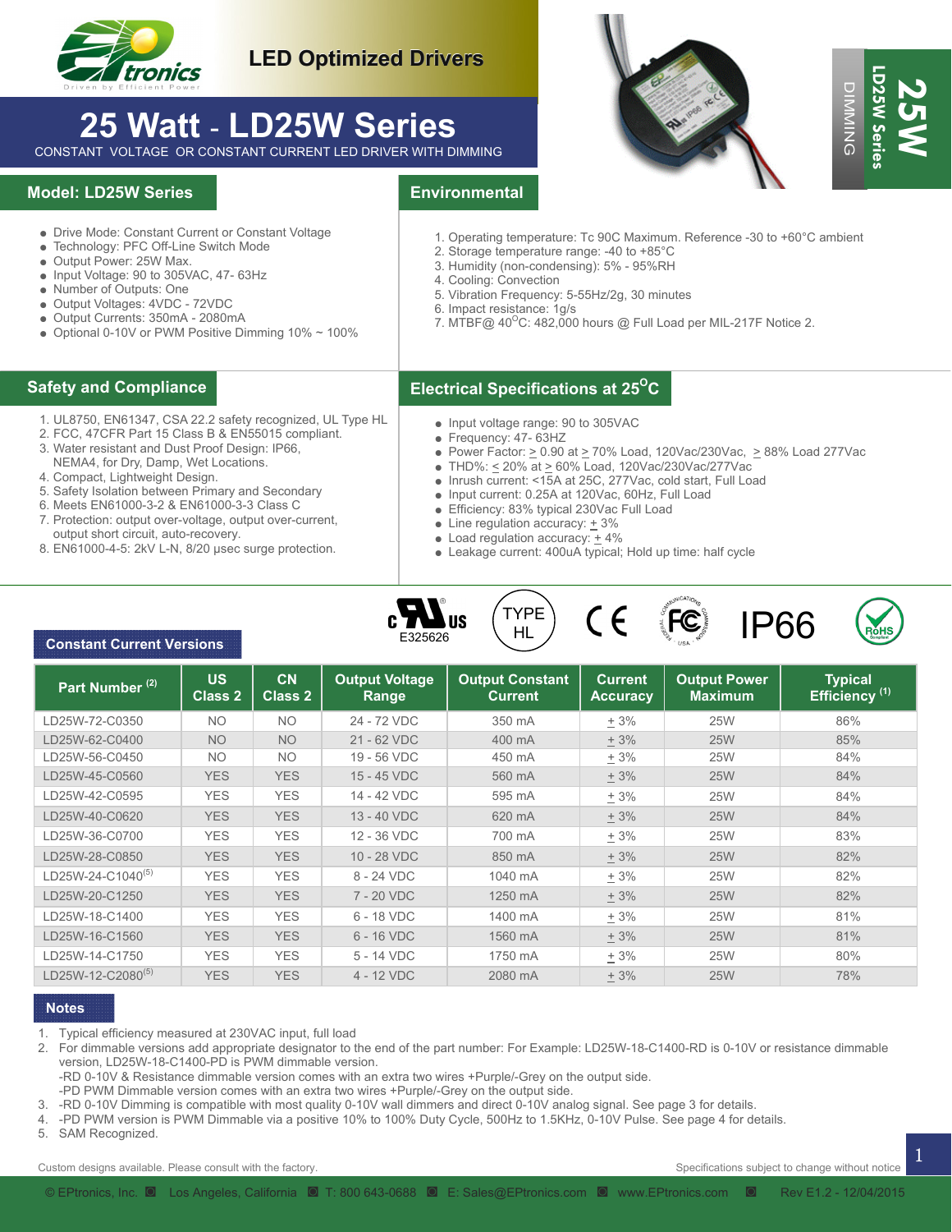LED Optimized Drivers

# 25 Watt - LD25W Series

CONSTANT VOLTAGE OR CONSTANT CURRENT LED DRIVER WITH DIMMING

25W LD25W Series DIMMING

## Model: LD25W Series

- Drive Mode: Constant Current or Constant Voltage
- Technology: PFC Off-Line Switch Mode
- Output Power: 25W Max.
- Input Voltage: 90 to 305VAC, 47- 63Hz
- Number of Outputs: One
- Output Voltages: 4VDC - 72VDC
- Output Currents: 350mA - 2080mA
- Optional 0-10V or PWM Positive Dimming 10% ~ 100%

## Environmental

1. Operating temperature: Tc 90C Maximum. Reference -30 to +60°C ambient
2. Storage temperature range: -40 to +85°C
3. Humidity (non-condensing): 5% - 95%RH
4. Cooling: Convection
5. Vibration Frequency: 5-55Hz/2g, 30 minutes
6. Impact resistance: 1g/s
7. MTBF@ 40°C: 482,000 hours @ Full Load per MIL-217F Notice 2.

## Safety and Compliance

1. UL8750, EN61347, CSA 22.2 safety recognized, UL Type HL
2. FCC, 47CFR Part 15 Class B & EN55015 compliant.
3. Water resistant and Dust Proof Design: IP66, NEMA4, for Dry, Damp, Wet Locations.
4. Compact, Lightweight Design.
5. Safety Isolation between Primary and Secondary
6. Meets EN61000-3-2 & EN61000-3-3 Class C
7. Protection: output over-voltage, output over-current, output short circuit, auto-recovery.
8. EN61000-4-5: 2kV L-N, 8/20 μsec surge protection.

## Electrical Specifications at 25°C

- Input voltage range: 90 to 305VAC
- Frequency: 47- 63HZ
- Power Factor: ≥ 0.90 at ≥ 70% Load, 120Vac/230Vac, ≥ 88% Load 277Vac
- THD%: ≤ 20% at ≥ 60% Load, 120Vac/230Vac/277Vac
- Inrush current: <15A at 25C, 277Vac, cold start, Full Load
- Input current: 0.25A at 120Vac, 60Hz, Full Load
- Efficiency: 83% typical 230Vac Full Load
- Line regulation accuracy: ± 3%
- Load regulation accuracy: ± 4%
- Leakage current: 400uA typical; Hold up time: half cycle

cULus E325626 | TYPE HL | CE | FCC | IP66 | RoHS Compliant

## Constant Current Versions

| Part Number [2] | US Class 2 | CN Class 2 | Output Voltage Range | Output Constant Current | Current Accuracy | Output Power Maximum | Typical Efficiency [1] |
|---|---|---|---|---|---|---|---|
| LD25W-72-C0350 | NO | NO | 24 - 72 VDC | 350 mA | ± 3% | 25W | 86% |
| LD25W-62-C0400 | NO | NO | 21 - 62 VDC | 400 mA | ± 3% | 25W | 85% |
| LD25W-56-C0450 | NO | NO | 19 - 56 VDC | 450 mA | ± 3% | 25W | 84% |
| LD25W-45-C0560 | YES | YES | 15 - 45 VDC | 560 mA | ± 3% | 25W | 84% |
| LD25W-42-C0595 | YES | YES | 14 - 42 VDC | 595 mA | ± 3% | 25W | 84% |
| LD25W-40-C0620 | YES | YES | 13 - 40 VDC | 620 mA | ± 3% | 25W | 84% |
| LD25W-36-C0700 | YES | YES | 12 - 36 VDC | 700 mA | ± 3% | 25W | 83% |
| LD25W-28-C0850 | YES | YES | 10 - 28 VDC | 850 mA | ± 3% | 25W | 82% |
| LD25W-24-C1040[5] | YES | YES | 8 - 24 VDC | 1040 mA | ± 3% | 25W | 82% |
| LD25W-20-C1250 | YES | YES | 7 - 20 VDC | 1250 mA | ± 3% | 25W | 82% |
| LD25W-18-C1400 | YES | YES | 6 - 18 VDC | 1400 mA | ± 3% | 25W | 81% |
| LD25W-16-C1560 | YES | YES | 6 - 16 VDC | 1560 mA | ± 3% | 25W | 81% |
| LD25W-14-C1750 | YES | YES | 5 - 14 VDC | 1750 mA | ± 3% | 25W | 80% |
| LD25W-12-C2080[5] | YES | YES | 4 - 12 VDC | 2080 mA | ± 3% | 25W | 78% |

## Notes

1. Typical efficiency measured at 230VAC input, full load
2. For dimmable versions add appropriate designator to the end of the part number: For Example: LD25W-18-C1400-RD is 0-10V or resistance dimmable version, LD25W-18-C1400-PD is PWM dimmable version.
   -RD 0-10V & Resistance dimmable version comes with an extra two wires +Purple/-Grey on the output side.
   -PD PWM Dimmable version comes with an extra two wires +Purple/-Grey on the output side.
3. -RD 0-10V Dimming is compatible with most quality 0-10V wall dimmers and direct 0-10V analog signal. See page 3 for details.
4. -PD PWM version is PWM Dimmable via a positive 10% to 100% Duty Cycle, 500Hz to 1.5KHz, 0-10V Pulse. See page 4 for details.
5. SAM Recognized.

Custom designs available. Please consult with the factory.

Specifications subject to change without notice

© EPtronics, Inc. ◘ Los Angeles, California ◘ T: 800 643-0688 ◘ E: Sales@EPtronics.com ◘ www.EPtronics.com ◘ Rev E1.2 - 12/04/2015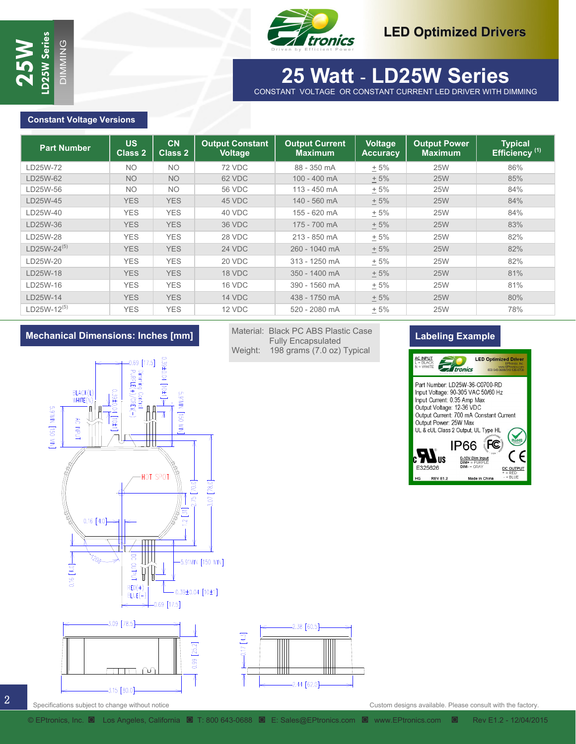# 25 Watt - LD25W Series

CONSTANT VOLTAGE OR CONSTANT CURRENT LED DRIVER WITH DIMMING

## Constant Voltage Versions

| Part Number | US Class 2 | CN Class 2 | Output Constant Voltage | Output Current Maximum | Voltage Accuracy | Output Power Maximum | Typical Efficiency (1) |
|---|---|---|---|---|---|---|---|
| LD25W-72 | NO | NO | 72 VDC | 88 - 350 mA | ± 5% | 25W | 86% |
| LD25W-62 | NO | NO | 62 VDC | 100 - 400 mA | ± 5% | 25W | 85% |
| LD25W-56 | NO | NO | 56 VDC | 113 - 450 mA | ± 5% | 25W | 84% |
| LD25W-45 | YES | YES | 45 VDC | 140 - 560 mA | ± 5% | 25W | 84% |
| LD25W-40 | YES | YES | 40 VDC | 155 - 620 mA | ± 5% | 25W | 84% |
| LD25W-36 | YES | YES | 36 VDC | 175 - 700 mA | ± 5% | 25W | 83% |
| LD25W-28 | YES | YES | 28 VDC | 213 - 850 mA | ± 5% | 25W | 82% |
| LD25W-24 (5) | YES | YES | 24 VDC | 260 - 1040 mA | ± 5% | 25W | 82% |
| LD25W-20 | YES | YES | 20 VDC | 313 - 1250 mA | ± 5% | 25W | 82% |
| LD25W-18 | YES | YES | 18 VDC | 350 - 1400 mA | ± 5% | 25W | 81% |
| LD25W-16 | YES | YES | 16 VDC | 390 - 1560 mA | ± 5% | 25W | 81% |
| LD25W-14 | YES | YES | 14 VDC | 438 - 1750 mA | ± 5% | 25W | 80% |
| LD25W-12 (5) | YES | YES | 12 VDC | 520 - 2080 mA | ± 5% | 25W | 78% |

## Mechanical Dimensions: Inches [mm]

Material: Black PC ABS Plastic Case
Fully Encapsulated
Weight: 198 grams (7.0 oz) Typical

## Labeling Example

Specifications subject to change without notice

Custom designs available. Please consult with the factory.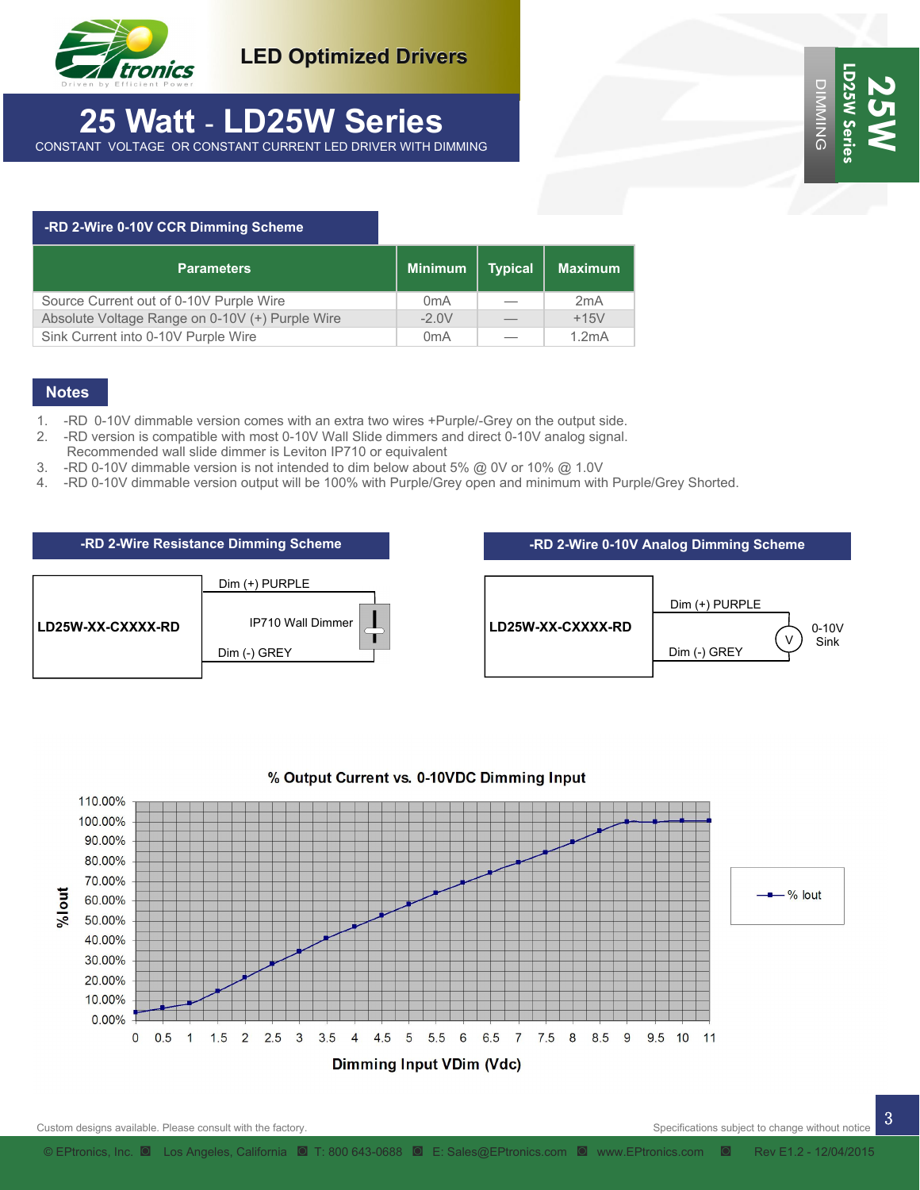# LED Optimized Drivers

# 25 Watt - LD25W Series

CONSTANT VOLTAGE OR CONSTANT CURRENT LED DRIVER WITH DIMMING

## -RD 2-Wire 0-10V CCR Dimming Scheme

| Parameters | Minimum | Typical | Maximum |
|---|---|---|---|
| Source Current out of 0-10V Purple Wire | 0mA | — | 2mA |
| Absolute Voltage Range on 0-10V (+) Purple Wire | -2.0V | — | +15V |
| Sink Current into 0-10V Purple Wire | 0mA | — | 1.2mA |

## Notes

1. -RD 0-10V dimmable version comes with an extra two wires +Purple/-Grey on the output side.
2. -RD version is compatible with most 0-10V Wall Slide dimmers and direct 0-10V analog signal. Recommended wall slide dimmer is Leviton IP710 or equivalent
3. -RD 0-10V dimmable version is not intended to dim below about 5% @ 0V or 10% @ 1.0V
4. -RD 0-10V dimmable version output will be 100% with Purple/Grey open and minimum with Purple/Grey Shorted.

## -RD 2-Wire Resistance Dimming Scheme

LD25W-XX-CXXXX-RD — Dim (+) PURPLE — IP710 Wall Dimmer — Dim (-) GREY

## -RD 2-Wire 0-10V Analog Dimming Scheme

LD25W-XX-CXXXX-RD — Dim (+) PURPLE — V (0-10V Sink) — Dim (-) GREY

## % Output Current vs. 0-10VDC Dimming Input

| Dimming Input VDim (Vdc) | % Iout (approx.) |
|---|---|
| 0 | 4% |
| 0.5 | 6% |
| 1 | 8% |
| 1.5 | 15% |
| 2 | 21% |
| 2.5 | 28% |
| 3 | 35% |
| 3.5 | 41% |
| 4 | 47% |
| 4.5 | 53% |
| 5 | 58% |
| 5.5 | 64% |
| 6 | 69% |
| 6.5 | 75% |
| 7 | 80% |
| 7.5 | 85% |
| 8 | 90% |
| 8.5 | 95% |
| 9 | 100% |
| 9.5 | 100% |
| 10 | 100% |
| 11 | 100% |

Custom designs available. Please consult with the factory.

Specifications subject to change without notice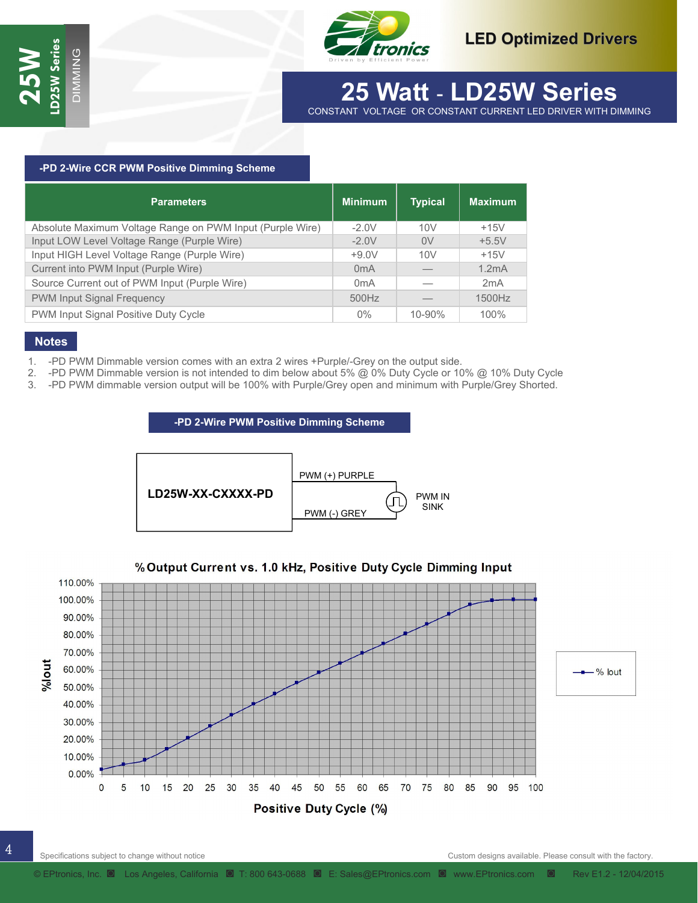## -PD 2-Wire CCR PWM Positive Dimming Scheme

| Parameters | Minimum | Typical | Maximum |
|---|---|---|---|
| Absolute Maximum Voltage Range on PWM Input (Purple Wire) | -2.0V | 10V | +15V |
| Input LOW Level Voltage Range (Purple Wire) | -2.0V | 0V | +5.5V |
| Input HIGH Level Voltage Range (Purple Wire) | +9.0V | 10V | +15V |
| Current into PWM Input (Purple Wire) | 0mA | — | 1.2mA |
| Source Current out of PWM Input (Purple Wire) | 0mA | — | 2mA |
| PWM Input Signal Frequency | 500Hz | — | 1500Hz |
| PWM Input Signal Positive Duty Cycle | 0% | 10-90% | 100% |

## Notes

1. -PD PWM Dimmable version comes with an extra 2 wires +Purple/-Grey on the output side.
2. -PD PWM Dimmable version is not intended to dim below about 5% @ 0% Duty Cycle or 10% @ 10% Duty Cycle
3. -PD PWM dimmable version output will be 100% with Purple/Grey open and minimum with Purple/Grey Shorted.

## -PD 2-Wire PWM Positive Dimming Scheme

LD25W-XX-CXXXX-PD — PWM (+) PURPLE / PWM (-) GREY — PWM IN SINK

**% Output Current vs. 1.0 kHz, Positive Duty Cycle Dimming Input**

Y-axis: %Iout (0.00% to 110.00%); X-axis: Positive Duty Cycle (%) (0 to 100); Legend: % Iout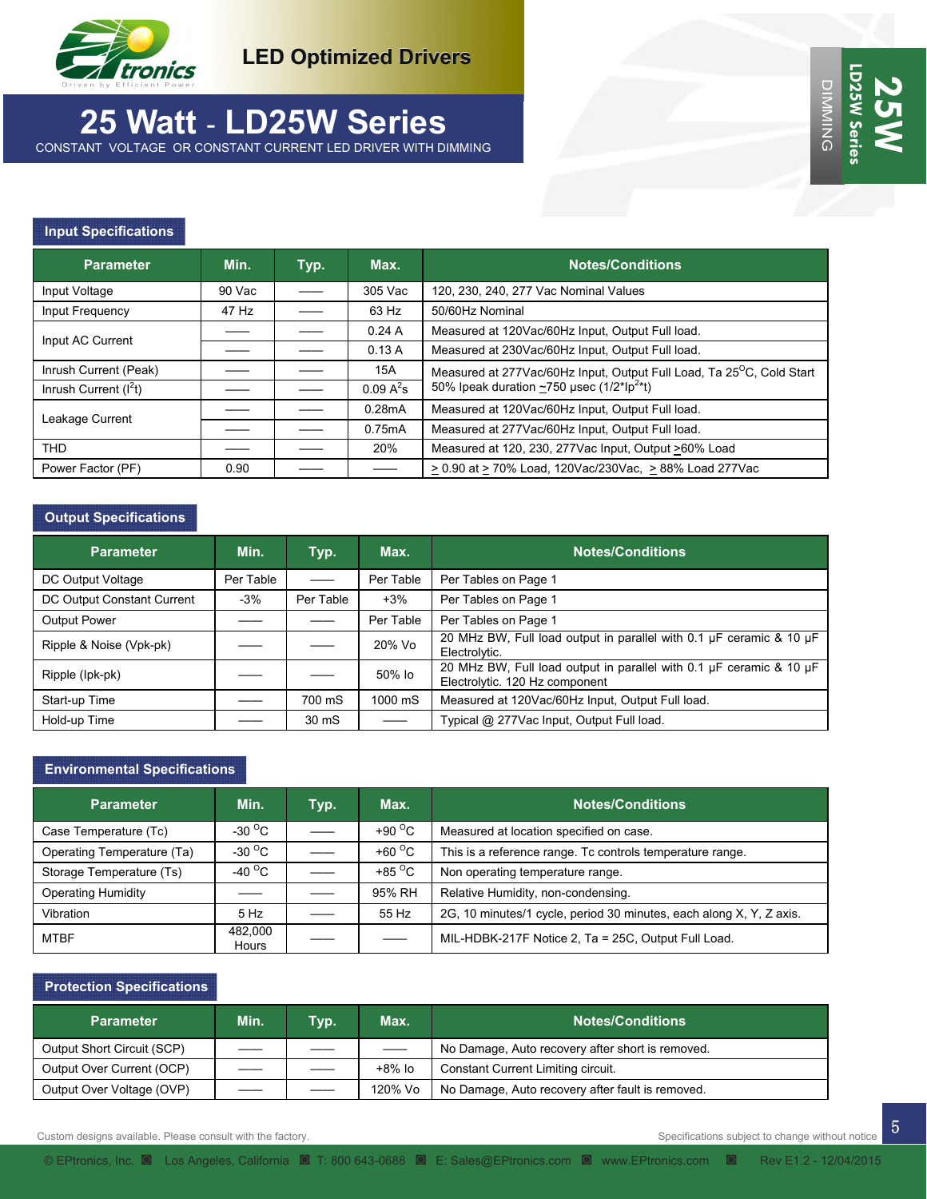LED Optimized Drivers

# 25 Watt - LD25W Series

CONSTANT VOLTAGE OR CONSTANT CURRENT LED DRIVER WITH DIMMING

## Input Specifications

| Parameter | Min. | Typ. | Max. | Notes/Conditions |
|---|---|---|---|---|
| Input Voltage | 90 Vac | —— | 305 Vac | 120, 230, 240, 277 Vac Nominal Values |
| Input Frequency | 47 Hz | —— | 63 Hz | 50/60Hz Nominal |
| Input AC Current | —— | —— | 0.24 A | Measured at 120Vac/60Hz Input, Output Full load. |
| | —— | —— | 0.13 A | Measured at 230Vac/60Hz Input, Output Full load. |
| Inrush Current (Peak) | —— | —— | 15A | Measured at 277Vac/60Hz Input, Output Full Load, Ta 25°C, Cold Start |
| Inrush Current ($I^2t$) | —— | —— | 0.09 $A^2s$ | 50% Ipeak duration ~750 µsec (1/2*Ip$^2$*t) |
| Leakage Current | —— | —— | 0.28mA | Measured at 120Vac/60Hz Input, Output Full load. |
| | —— | —— | 0.75mA | Measured at 277Vac/60Hz Input, Output Full load. |
| THD | —— | —— | 20% | Measured at 120, 230, 277Vac Input, Output >60% Load |
| Power Factor (PF) | 0.90 | —— | —— | > 0.90 at > 70% Load, 120Vac/230Vac, > 88% Load 277Vac |

## Output Specifications

| Parameter | Min. | Typ. | Max. | Notes/Conditions |
|---|---|---|---|---|
| DC Output Voltage | Per Table | —— | Per Table | Per Tables on Page 1 |
| DC Output Constant Current | -3% | Per Table | +3% | Per Tables on Page 1 |
| Output Power | —— | —— | Per Table | Per Tables on Page 1 |
| Ripple & Noise (Vpk-pk) | —— | —— | 20% Vo | 20 MHz BW, Full load output in parallel with 0.1 µF ceramic & 10 µF Electrolytic. |
| Ripple (Ipk-pk) | —— | —— | 50% Io | 20 MHz BW, Full load output in parallel with 0.1 µF ceramic & 10 µF Electrolytic. 120 Hz component |
| Start-up Time | —— | 700 mS | 1000 mS | Measured at 120Vac/60Hz Input, Output Full load. |
| Hold-up Time | —— | 30 mS | —— | Typical @ 277Vac Input, Output Full load. |

## Environmental Specifications

| Parameter | Min. | Typ. | Max. | Notes/Conditions |
|---|---|---|---|---|
| Case Temperature (Tc) | -30 °C | —— | +90 °C | Measured at location specified on case. |
| Operating Temperature (Ta) | -30 °C | —— | +60 °C | This is a reference range. Tc controls temperature range. |
| Storage Temperature (Ts) | -40 °C | —— | +85 °C | Non operating temperature range. |
| Operating Humidity | —— | —— | 95% RH | Relative Humidity, non-condensing. |
| Vibration | 5 Hz | —— | 55 Hz | 2G, 10 minutes/1 cycle, period 30 minutes, each along X, Y, Z axis. |
| MTBF | 482,000 Hours | —— | —— | MIL-HDBK-217F Notice 2, Ta = 25C, Output Full Load. |

## Protection Specifications

| Parameter | Min. | Typ. | Max. | Notes/Conditions |
|---|---|---|---|---|
| Output Short Circuit (SCP) | —— | —— | —— | No Damage, Auto recovery after short is removed. |
| Output Over Current (OCP) | —— | —— | +8% Io | Constant Current Limiting circuit. |
| Output Over Voltage (OVP) | —— | —— | 120% Vo | No Damage, Auto recovery after fault is removed. |

Custom designs available. Please consult with the factory.

Specifications subject to change without notice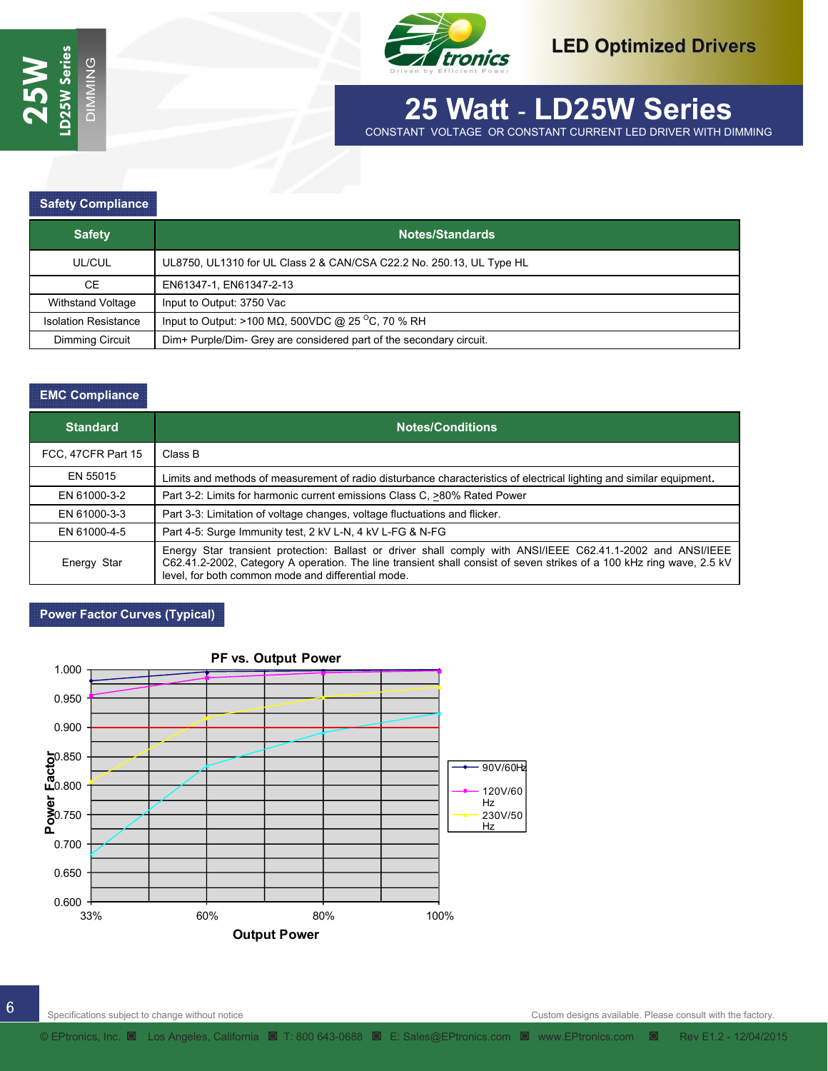## Safety Compliance

| Safety | Notes/Standards |
|---|---|
| UL/CUL | UL8750, UL1310 for UL Class 2 & CAN/CSA C22.2 No. 250.13, UL Type HL |
| CE | EN61347-1, EN61347-2-13 |
| Withstand Voltage | Input to Output: 3750 Vac |
| Isolation Resistance | Input to Output: >100 MΩ, 500VDC @ 25 °C, 70 % RH |
| Dimming Circuit | Dim+ Purple/Dim- Grey are considered part of the secondary circuit. |

## EMC Compliance

| Standard | Notes/Conditions |
|---|---|
| FCC, 47CFR Part 15 | Class B |
| EN 55015 | Limits and methods of measurement of radio disturbance characteristics of electrical lighting and similar equipment. |
| EN 61000-3-2 | Part 3-2: Limits for harmonic current emissions Class C, ≥80% Rated Power |
| EN 61000-3-3 | Part 3-3: Limitation of voltage changes, voltage fluctuations and flicker. |
| EN 61000-4-5 | Part 4-5: Surge Immunity test, 2 kV L-N, 4 kV L-FG & N-FG |
| Energy Star | Energy Star transient protection: Ballast or driver shall comply with ANSI/IEEE C62.41.1-2002 and ANSI/IEEE C62.41.2-2002, Category A operation. The line transient shall consist of seven strikes of a 100 kHz ring wave, 2.5 kV level, for both common mode and differential mode. |

## Power Factor Curves (Typical)

PF vs. Output Power

| Output Power | 90V/60Hz | 120V/60 Hz | 230V/50 Hz |
|---|---|---|---|
| 33% | 0.980 | 0.955 | 0.805 |
| 60% | 0.995 | 0.985 | 0.915 |
| 80% | 0.998 | 0.994 | 0.952 |
| 100% | 1.000 | 0.998 | 0.968 |

Y-axis: Power Factor (0.600 – 1.000); X-axis: Output Power (33%, 60%, 80%, 100%)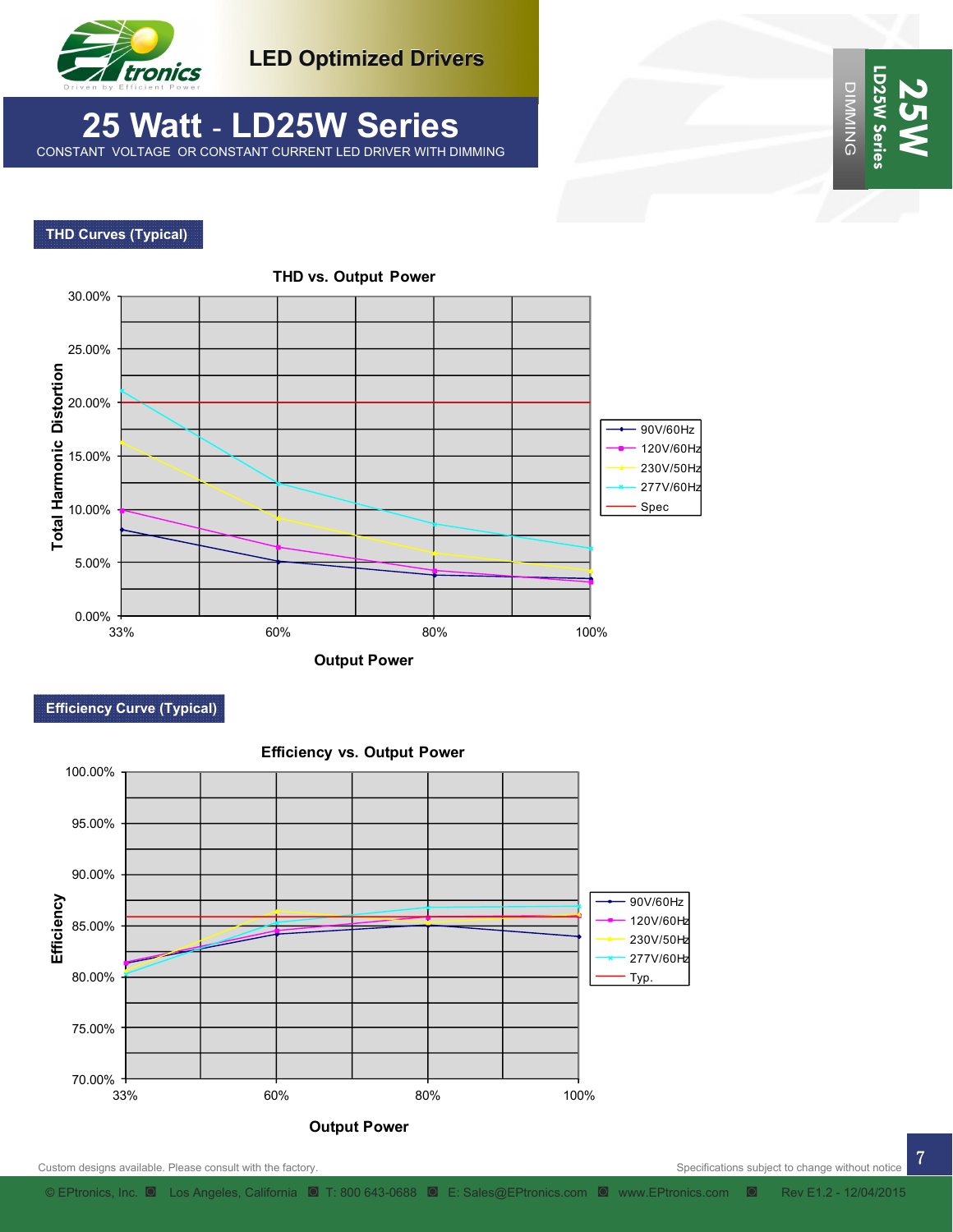# LED Optimized Drivers

## 25 Watt - LD25W Series

CONSTANT VOLTAGE OR CONSTANT CURRENT LED DRIVER WITH DIMMING

### THD Curves (Typical)

THD vs. Output Power

Total Harmonic Distortion

30.00%
25.00%
20.00%
15.00%
10.00%
5.00%
0.00%

33% 60% 80% 100%

Output Power

- 90V/60Hz
- 120V/60Hz
- 230V/50Hz
- 277V/60Hz
- Spec

### Efficiency Curve (Typical)

Efficiency vs. Output Power

Efficiency

100.00%
95.00%
90.00%
85.00%
80.00%
75.00%
70.00%

33% 60% 80% 100%

Output Power

- 90V/60Hz
- 120V/60Hz
- 230V/50Hz
- 277V/60Hz
- Typ.

Custom designs available. Please consult with the factory.

Specifications subject to change without notice

© EPtronics, Inc. Los Angeles, California T: 800 643-0688 E: Sales@EPtronics.com www.EPtronics.com Rev E1.2 - 12/04/2015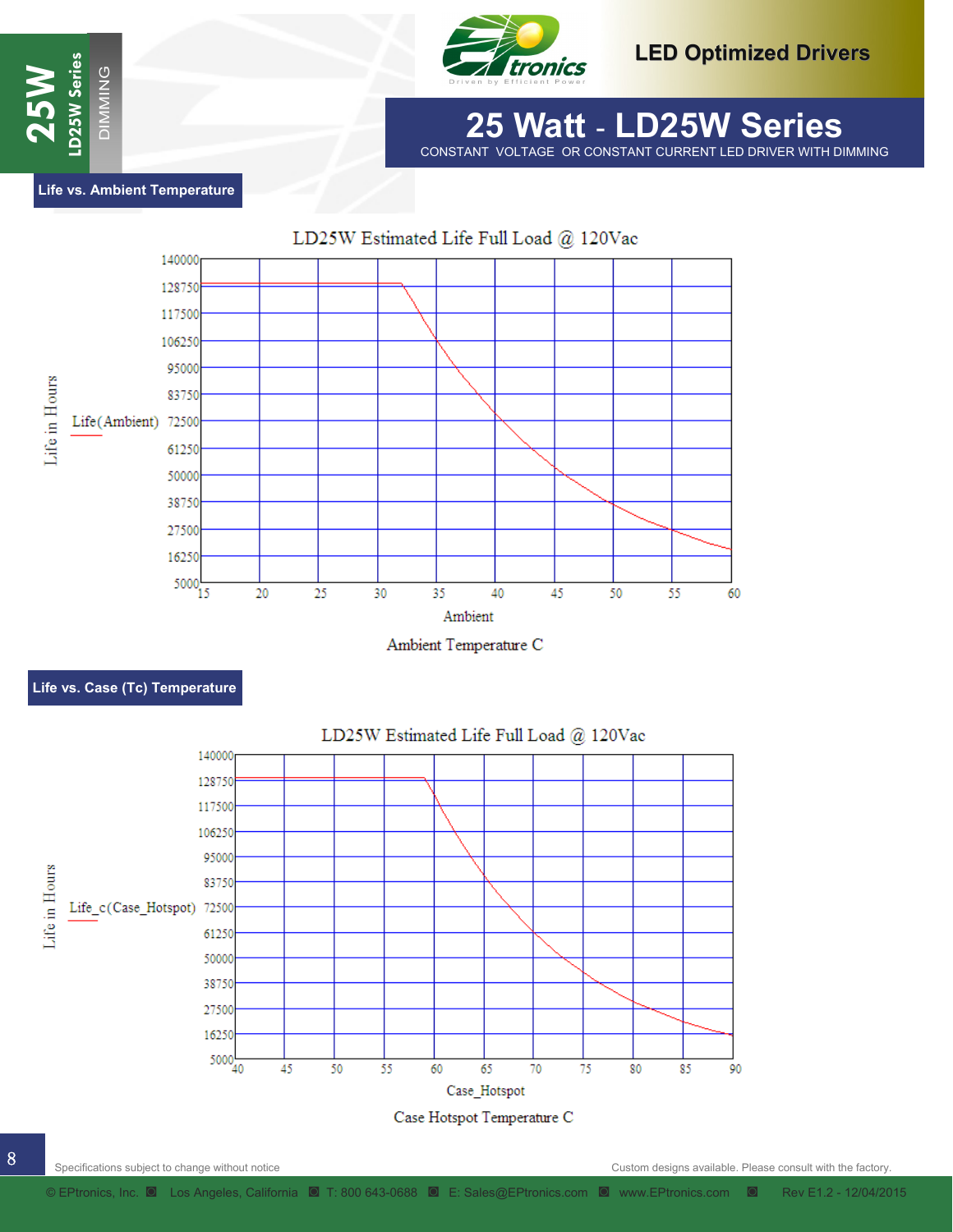# 25 Watt - LD25W Series

CONSTANT VOLTAGE OR CONSTANT CURRENT LED DRIVER WITH DIMMING

LED Optimized Drivers

## Life vs. Ambient Temperature

LD25W Estimated Life Full Load @ 120Vac

Life in Hours

Life(Ambient)

140000
128750
117500
106250
95000
83750
72500
61250
50000
38750
27500
16250
5000

15 20 25 30 35 40 45 50 55 60

Ambient

Ambient Temperature C

## Life vs. Case (Tc) Temperature

LD25W Estimated Life Full Load @ 120Vac

Life in Hours

Life_c(Case_Hotspot)

140000
128750
117500
106250
95000
83750
72500
61250
50000
38750
27500
16250
5000

40 45 50 55 60 65 70 75 80 85 90

Case_Hotspot

Case Hotspot Temperature C

Specifications subject to change without notice

Custom designs available. Please consult with the factory.

© EPtronics, Inc. Los Angeles, California T: 800 643-0688 E: Sales@EPtronics.com www.EPtronics.com Rev E1.2 - 12/04/2015